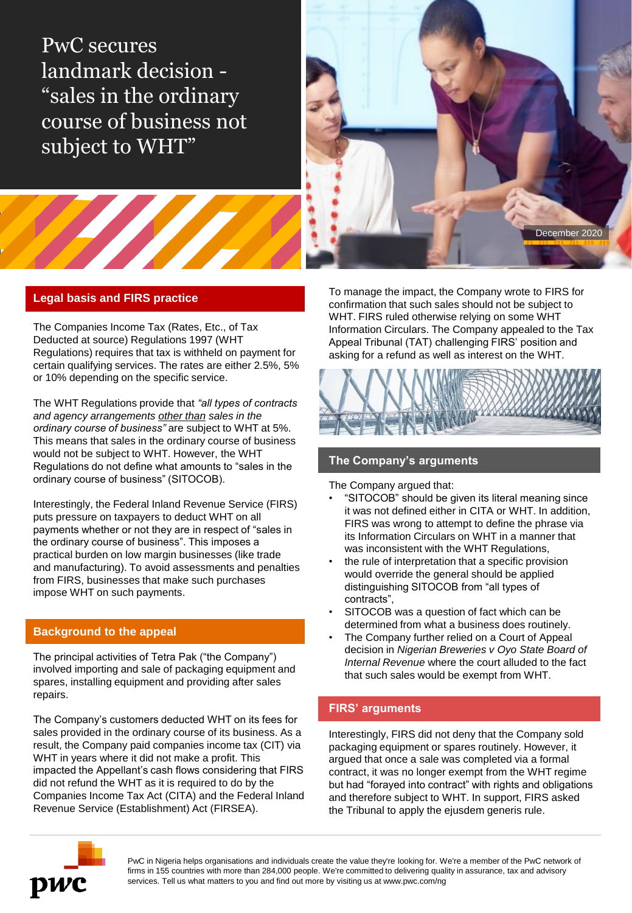# PwC secures landmark decision - "sales in the ordinary course of business not subject to WHT"

December 2020

## Legal basis and FIRS practice

The Companies Income Tax (Rates, Etc., of Tax Deducted at source) Regulations 1997 (WHT Regulations) requires that tax is withheld on payment for certain qualifying services. The rates are either 2.5%, 5% or 10% depending on the specific service.

The WHT Regulations provide that *"all types of contracts and agency arrangements other than sales in the ordinary course of business"* are subject to WHT at 5%. This means that sales in the ordinary course of business would not be subject to WHT. However, the WHT Regulations do not define what amounts to "sales in the ordinary course of business" (SITOCOB).

Interestingly, the Federal Inland Revenue Service (FIRS) puts pressure on taxpayers to deduct WHT on all payments whether or not they are in respect of "sales in the ordinary course of business". This imposes a practical burden on low margin businesses (like trade and manufacturing). To avoid assessments and penalties from FIRS, businesses that make such purchases impose WHT on such payments.

## Background to the appeal

The principal activities of Tetra Pak ("the Company") involved importing and sale of packaging equipment and spares, installing equipment and providing after sales repairs.

The Company's customers deducted WHT on its fees for sales provided in the ordinary course of its business. As a result, the Company paid companies income tax (CIT) via WHT in years where it did not make a profit. This impacted the Appellant's cash flows considering that FIRS did not refund the WHT as it is required to do by the Companies Income Tax Act (CITA) and the Federal Inland Revenue Service (Establishment) Act (FIRSEA).

To manage the impact, the Company wrote to FIRS for confirmation that such sales should not be subject to WHT. FIRS ruled otherwise relying on some WHT Information Circulars. The Company appealed to the Tax Appeal Tribunal (TAT) challenging FIRS' position and asking for a refund as well as interest on the WHT.

## The Company's arguments

The Company argued that:

- "SITOCOB" should be given its literal meaning since it was not defined either in CITA or WHT. In addition, FIRS was wrong to attempt to define the phrase via its Information Circulars on WHT in a manner that was inconsistent with the WHT Regulations,
- the rule of interpretation that a specific provision would override the general should be applied distinguishing SITOCOB from "all types of contracts",
- SITOCOB was a question of fact which can be determined from what a business does routinely.
- The Company further relied on a Court of Appeal decision in *Nigerian Breweries v Oyo State Board of Internal Revenue* where the court alluded to the fact that such sales would be exempt from WHT.

## FIRS' arguments

Interestingly, FIRS did not deny that the Company sold packaging equipment or spares routinely. However, it argued that once a sale was completed via a formal contract, it was no longer exempt from the WHT regime but had "forayed into contract" with rights and obligations and therefore subject to WHT. In support, FIRS asked the Tribunal to apply the ejusdem generis rule.

PwC in Nigeria helps organisations and individuals create the value they're looking for. We're a member of the PwC network of firms in 155 countries with more than 284,000 people. We're committed to delivering quality in assurance, tax and advisory services. Tell us what matters to you and find out more by visiting us at www.pwc.com/ng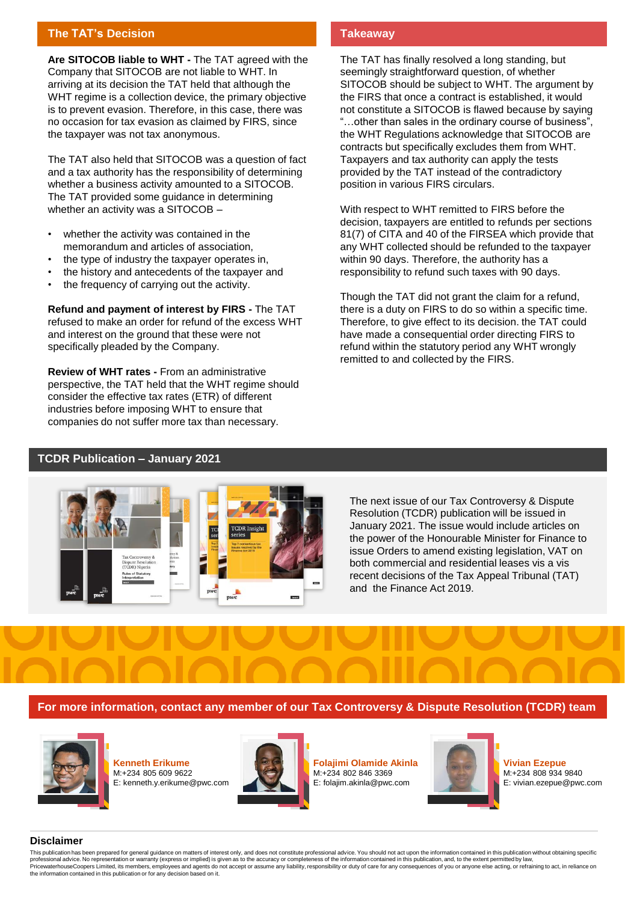## The TAT's Decision

**Are SITOCOB liable to WHT -** The TAT agreed with the Company that SITOCOB are not liable to WHT. In arriving at its decision the TAT held that although the WHT regime is a collection device, the primary objective is to prevent evasion. Therefore, in this case, there was no occasion for tax evasion as claimed by FIRS, since the taxpayer was not tax anonymous.

The TAT also held that SITOCOB was a question of fact and a tax authority has the responsibility of determining whether a business activity amounted to a SITOCOB. The TAT provided some guidance in determining whether an activity was a SITOCOB –

- whether the activity was contained in the memorandum and articles of association,
- the type of industry the taxpayer operates in,
- the history and antecedents of the taxpayer and
- the frequency of carrying out the activity.

**Refund and payment of interest by FIRS -** The TAT refused to make an order for refund of the excess WHT and interest on the ground that these were not specifically pleaded by the Company.

**Review of WHT rates -** From an administrative perspective, the TAT held that the WHT regime should consider the effective tax rates (ETR) of different industries before imposing WHT to ensure that companies do not suffer more tax than necessary.

## Takeaway

The TAT has finally resolved a long standing, but seemingly straightforward question, of whether SITOCOB should be subject to WHT. The argument by the FIRS that once a contract is established, it would not constitute a SITOCOB is flawed because by saying "…other than sales in the ordinary course of business", the WHT Regulations acknowledge that SITOCOB are contracts but specifically excludes them from WHT. Taxpayers and tax authority can apply the tests provided by the TAT instead of the contradictory position in various FIRS circulars.

With respect to WHT remitted to FIRS before the decision, taxpayers are entitled to refunds per sections 81(7) of CITA and 40 of the FIRSEA which provide that any WHT collected should be refunded to the taxpayer within 90 days. Therefore, the authority has a responsibility to refund such taxes with 90 days.

Though the TAT did not grant the claim for a refund, there is a duty on FIRS to do so within a specific time. Therefore, to give effect to its decision. the TAT could have made a consequential order directing FIRS to refund within the statutory period any WHT wrongly remitted to and collected by the FIRS.

## TCDR Publication – January 2021

The next issue of our Tax Controversy & Dispute Resolution (TCDR) publication will be issued in January 2021. The issue would include articles on the power of the Honourable Minister for Finance to issue Orders to amend existing legislation, VAT on both commercial and residential leases vis a vis recent decisions of the Tax Appeal Tribunal (TAT) and the Finance Act 2019.

## For more information, contact any member of our Tax Controversy & Dispute Resolution (TCDR) team

**Kenneth Erikume**
M:+234 805 609 9622
E: kenneth.y.erikume@pwc.com

**Folajimi Olamide Akinla**
M:+234 802 846 3369
E: folajim.akinla@pwc.com

**Vivian Ezepue**
M:+234 808 934 9840
E: vivian.ezepue@pwc.com

### Disclaimer

This publication has been prepared for general guidance on matters of interest only, and does not constitute professional advice. You should not act upon the information contained in this publication without obtaining specific professional advice. No representation or warranty (express or implied) is given as to the accuracy or completeness of the information contained in this publication, and, to the extent permitted by law, PricewaterhouseCoopers Limited, its members, employees and agents do not accept or assume any liability, responsibility or duty of care for any consequences of you or anyone else acting, or refraining to act, in reliance on the information contained in this publication or for any decision based on it.